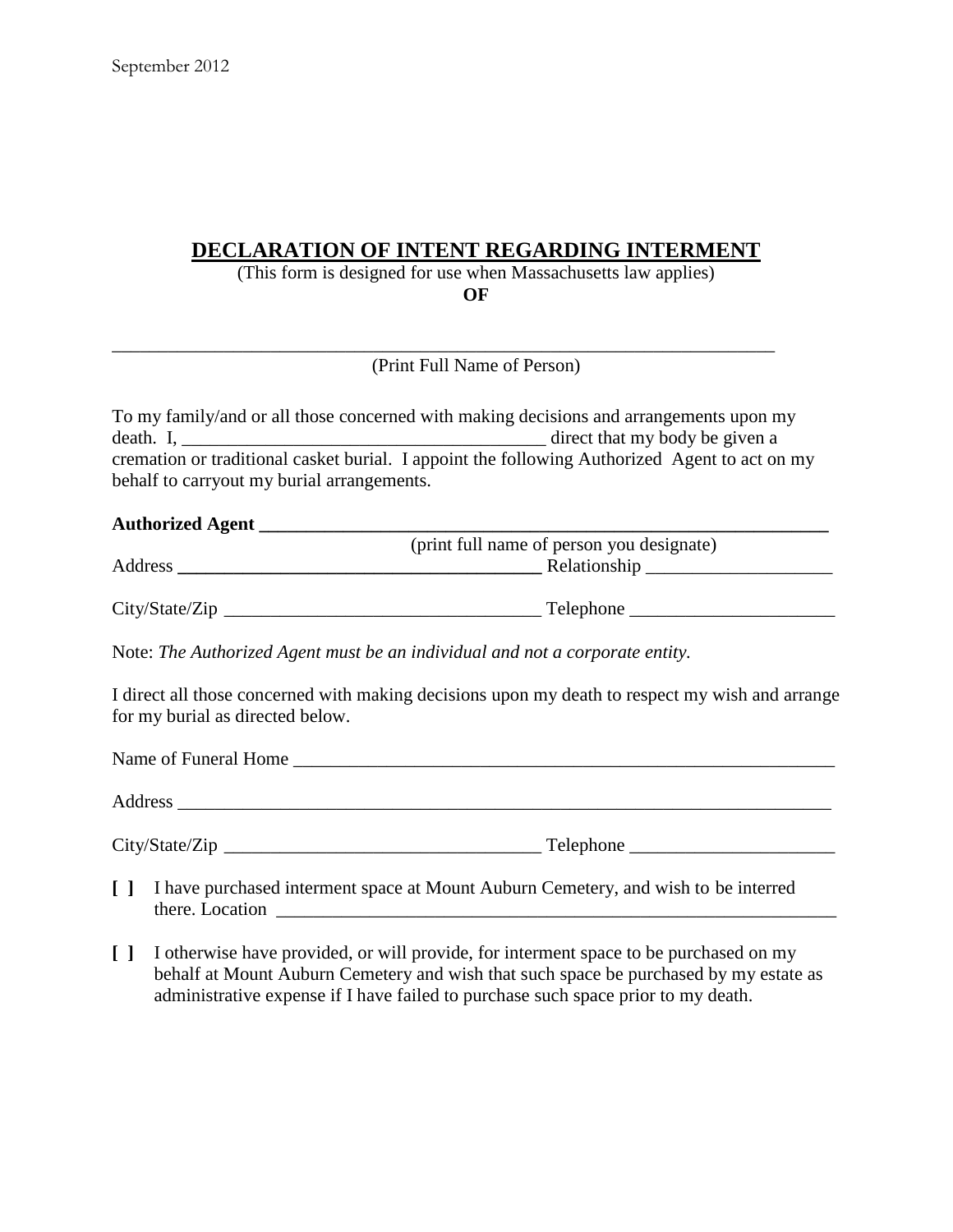September 2012

# DECLARATION OF INTENT REGARDING INTERMENT

(This form is designed for use when Massachusetts law applies)

**OF**

\_\_\_\_\_\_\_\_\_\_\_\_\_\_\_\_\_\_\_\_\_\_\_\_\_\_\_\_\_\_\_\_\_\_\_\_\_\_\_\_\_\_\_\_\_\_\_\_\_\_\_\_\_\_\_\_\_\_\_\_\_\_\_\_\_\_

(Print Full Name of Person)

To my family/and or all those concerned with making decisions and arrangements upon my death. I, \_\_\_\_\_\_\_\_\_\_\_\_\_\_\_\_\_\_\_\_\_\_\_\_\_\_\_\_\_\_\_\_\_\_\_\_\_\_\_ direct that my body be given a cremation or traditional casket burial. I appoint the following Authorized Agent to act on my behalf to carryout my burial arrangements.

**Authorized Agent \_\_\_\_\_\_\_\_\_\_\_\_\_\_\_\_\_\_\_\_\_\_\_\_\_\_\_\_\_\_\_\_\_\_\_\_\_\_\_\_\_\_\_\_\_\_\_\_\_\_\_\_\_\_\_\_\_\_\_\_**

(print full name of person you designate)

Address \_\_\_\_\_\_\_\_\_\_\_\_\_\_\_\_\_\_\_\_\_\_\_\_\_\_\_\_\_\_\_\_\_\_\_\_\_\_\_ Relationship \_\_\_\_\_\_\_\_\_\_\_\_\_\_\_\_\_\_\_\_

City/State/Zip \_\_\_\_\_\_\_\_\_\_\_\_\_\_\_\_\_\_\_\_\_\_\_\_\_\_\_\_\_\_\_\_\_\_ Telephone \_\_\_\_\_\_\_\_\_\_\_\_\_\_\_\_\_\_\_\_\_\_

Note: *The Authorized Agent must be an individual and not a corporate entity.*

I direct all those concerned with making decisions upon my death to respect my wish and arrange for my burial as directed below.

Name of Funeral Home \_\_\_\_\_\_\_\_\_\_\_\_\_\_\_\_\_\_\_\_\_\_\_\_\_\_\_\_\_\_\_\_\_\_\_\_\_\_\_\_\_\_\_\_\_\_\_\_\_\_\_\_\_\_\_\_\_\_

Address \_\_\_\_\_\_\_\_\_\_\_\_\_\_\_\_\_\_\_\_\_\_\_\_\_\_\_\_\_\_\_\_\_\_\_\_\_\_\_\_\_\_\_\_\_\_\_\_\_\_\_\_\_\_\_\_\_\_\_\_\_\_\_\_\_\_\_\_\_\_

City/State/Zip \_\_\_\_\_\_\_\_\_\_\_\_\_\_\_\_\_\_\_\_\_\_\_\_\_\_\_\_\_\_\_\_\_\_ Telephone \_\_\_\_\_\_\_\_\_\_\_\_\_\_\_\_\_\_\_\_\_\_

**[ ]** I have purchased interment space at Mount Auburn Cemetery, and wish to be interred there. Location \_\_\_\_\_\_\_\_\_\_\_\_\_\_\_\_\_\_\_\_\_\_\_\_\_\_\_\_\_\_\_\_\_\_\_\_\_\_\_\_\_\_\_\_\_\_\_\_\_\_\_\_\_\_\_\_\_\_\_\_\_

**[ ]** I otherwise have provided, or will provide, for interment space to be purchased on my behalf at Mount Auburn Cemetery and wish that such space be purchased by my estate as administrative expense if I have failed to purchase such space prior to my death.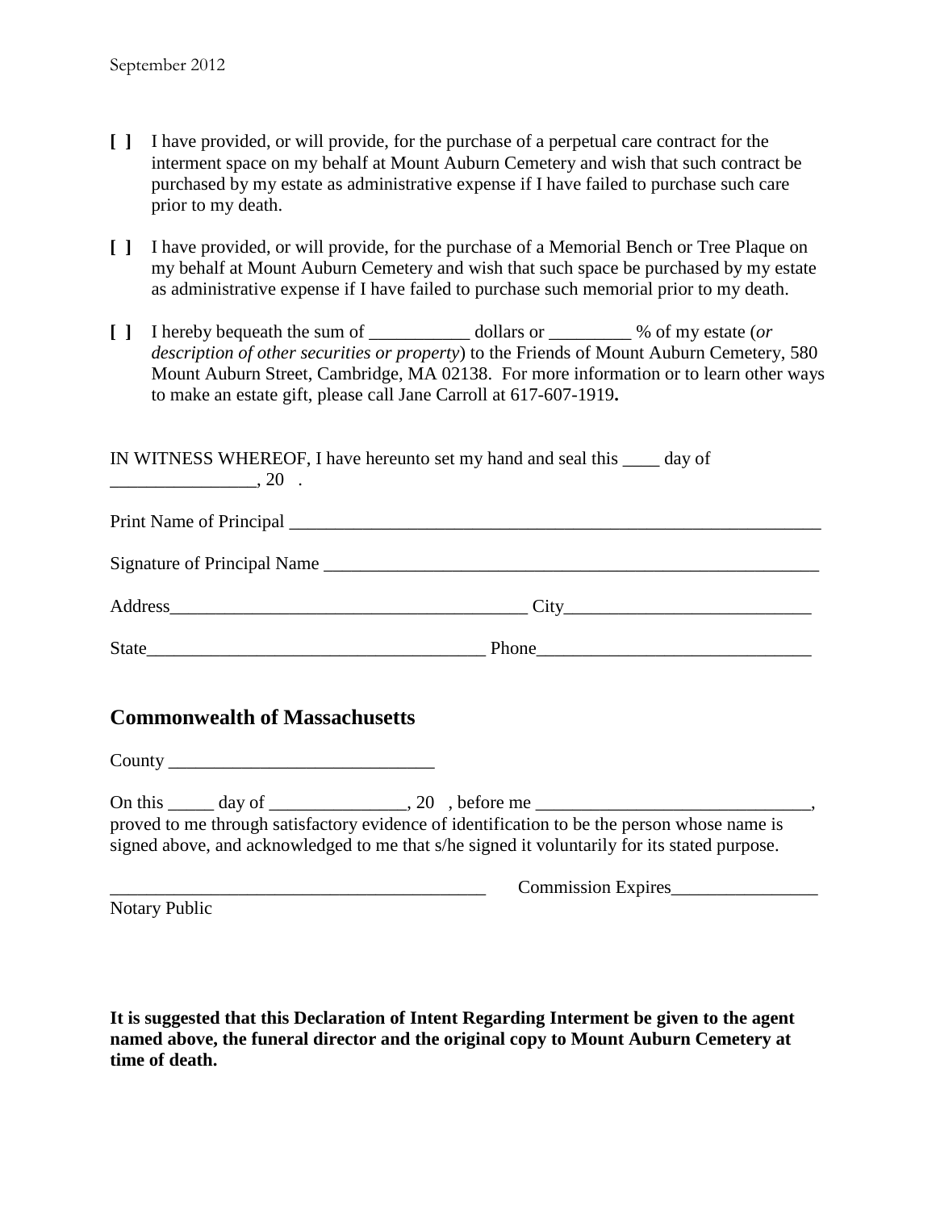**[ ]** I have provided, or will provide, for the purchase of a perpetual care contract for the interment space on my behalf at Mount Auburn Cemetery and wish that such contract be purchased by my estate as administrative expense if I have failed to purchase such care prior to my death.

**[ ]** I have provided, or will provide, for the purchase of a Memorial Bench or Tree Plaque on my behalf at Mount Auburn Cemetery and wish that such space be purchased by my estate as administrative expense if I have failed to purchase such memorial prior to my death.

**[ ]** I hereby bequeath the sum of ___________ dollars or _________ % of my estate (*or description of other securities or property*) to the Friends of Mount Auburn Cemetery, 580 Mount Auburn Street, Cambridge, MA 02138. For more information or to learn other ways to make an estate gift, please call Jane Carroll at 617-607-1919**.**

IN WITNESS WHEREOF, I have hereunto set my hand and seal this ____ day of ________________, 20 .

Print Name of Principal ____________________________________________________________

Signature of Principal Name ________________________________________________________

Address_______________________________________ City__________________________

State____________________________________ Phone_____________________________

## Commonwealth of Massachusetts

County _____________________________

On this _____ day of _______________, 20 , before me ______________________________, proved to me through satisfactory evidence of identification to be the person whose name is signed above, and acknowledged to me that s/he signed it voluntarily for its stated purpose.

_________________________________________ Commission Expires________________

Notary Public

**It is suggested that this Declaration of Intent Regarding Interment be given to the agent named above, the funeral director and the original copy to Mount Auburn Cemetery at time of death.**